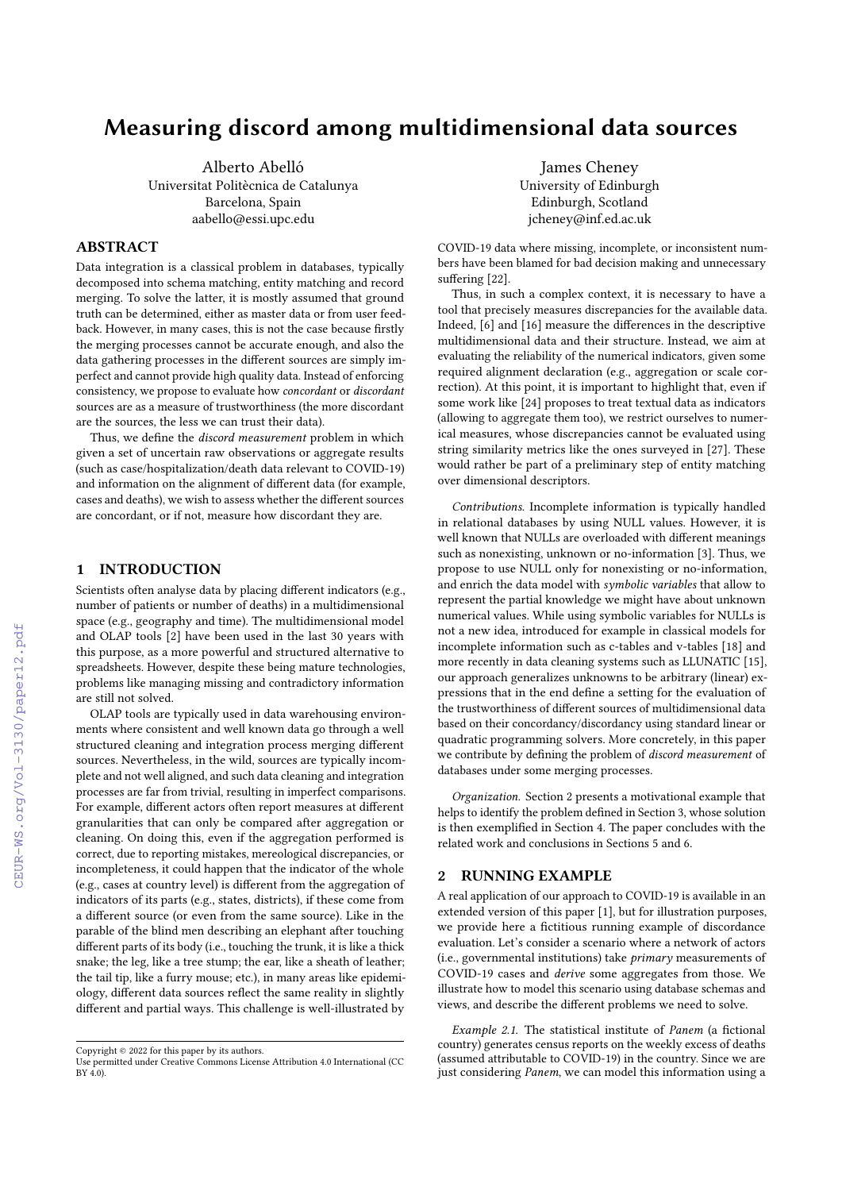# Measuring discord among multidimensional data sources

Alberto Abelló
Universitat Politècnica de Catalunya
Barcelona, Spain
aabello@essi.upc.edu

James Cheney
University of Edinburgh
Edinburgh, Scotland
jcheney@inf.ed.ac.uk

## ABSTRACT

Data integration is a classical problem in databases, typically decomposed into schema matching, entity matching and record merging. To solve the latter, it is mostly assumed that ground truth can be determined, either as master data or from user feedback. However, in many cases, this is not the case because firstly the merging processes cannot be accurate enough, and also the data gathering processes in the different sources are simply imperfect and cannot provide high quality data. Instead of enforcing consistency, we propose to evaluate how *concordant* or *discordant* sources are as a measure of trustworthiness (the more discordant are the sources, the less we can trust their data).

Thus, we define the *discord measurement* problem in which given a set of uncertain raw observations or aggregate results (such as case/hospitalization/death data relevant to COVID-19) and information on the alignment of different data (for example, cases and deaths), we wish to assess whether the different sources are concordant, or if not, measure how discordant they are.

## 1 INTRODUCTION

Scientists often analyse data by placing different indicators (e.g., number of patients or number of deaths) in a multidimensional space (e.g., geography and time). The multidimensional model and OLAP tools [2] have been used in the last 30 years with this purpose, as a more powerful and structured alternative to spreadsheets. However, despite these being mature technologies, problems like managing missing and contradictory information are still not solved.

OLAP tools are typically used in data warehousing environments where consistent and well known data go through a well structured cleaning and integration process merging different sources. Nevertheless, in the wild, sources are typically incomplete and not well aligned, and such data cleaning and integration processes are far from trivial, resulting in imperfect comparisons. For example, different actors often report measures at different granularities that can only be compared after aggregation or cleaning. On doing this, even if the aggregation performed is correct, due to reporting mistakes, mereological discrepancies, or incompleteness, it could happen that the indicator of the whole (e.g., cases at country level) is different from the aggregation of indicators of its parts (e.g., states, districts), if these come from a different source (or even from the same source). Like in the parable of the blind men describing an elephant after touching different parts of its body (i.e., touching the trunk, it is like a thick snake; the leg, like a tree stump; the ear, like a sheath of leather; the tail tip, like a furry mouse; etc.), in many areas like epidemiology, different data sources reflect the same reality in slightly different and partial ways. This challenge is well-illustrated by COVID-19 data where missing, incomplete, or inconsistent numbers have been blamed for bad decision making and unnecessary suffering [22].

Thus, in such a complex context, it is necessary to have a tool that precisely measures discrepancies for the available data. Indeed, [6] and [16] measure the differences in the descriptive multidimensional data and their structure. Instead, we aim at evaluating the reliability of the numerical indicators, given some required alignment declaration (e.g., aggregation or scale correction). At this point, it is important to highlight that, even if some work like [24] proposes to treat textual data as indicators (allowing to aggregate them too), we restrict ourselves to numerical measures, whose discrepancies cannot be evaluated using string similarity metrics like the ones surveyed in [27]. These would rather be part of a preliminary step of entity matching over dimensional descriptors.

*Contributions.* Incomplete information is typically handled in relational databases by using NULL values. However, it is well known that NULLs are overloaded with different meanings such as nonexisting, unknown or no-information [3]. Thus, we propose to use NULL only for nonexisting or no-information, and enrich the data model with *symbolic variables* that allow to represent the partial knowledge we might have about unknown numerical values. While using symbolic variables for NULLs is not a new idea, introduced for example in classical models for incomplete information such as c-tables and v-tables [18] and more recently in data cleaning systems such as LLUNATIC [15], our approach generalizes unknowns to be arbitrary (linear) expressions that in the end define a setting for the evaluation of the trustworthiness of different sources of multidimensional data based on their concordancy/discordancy using standard linear or quadratic programming solvers. More concretely, in this paper we contribute by defining the problem of *discord measurement* of databases under some merging processes.

*Organization.* Section 2 presents a motivational example that helps to identify the problem defined in Section 3, whose solution is then exemplified in Section 4. The paper concludes with the related work and conclusions in Sections 5 and 6.

## 2 RUNNING EXAMPLE

A real application of our approach to COVID-19 is available in an extended version of this paper [1], but for illustration purposes, we provide here a fictitious running example of discordance evaluation. Let's consider a scenario where a network of actors (i.e., governmental institutions) take *primary* measurements of COVID-19 cases and *derive* some aggregates from those. We illustrate how to model this scenario using database schemas and views, and describe the different problems we need to solve.

*Example 2.1.* The statistical institute of *Panem* (a fictional country) generates census reports on the weekly excess of deaths (assumed attributable to COVID-19) in the country. Since we are just considering *Panem*, we can model this information using a

Copyright © 2022 for this paper by its authors.
Use permitted under Creative Commons License Attribution 4.0 International (CC BY 4.0).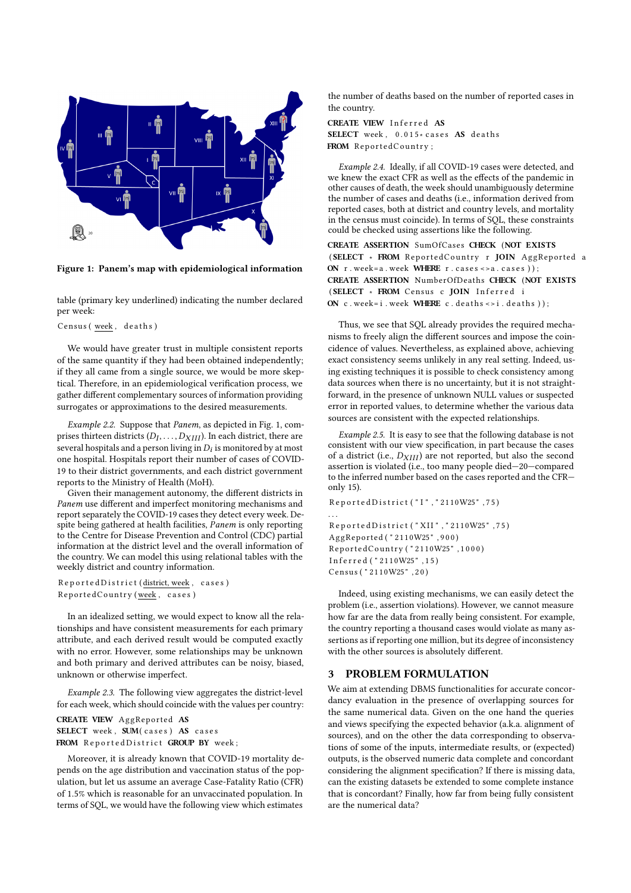Figure 1: Panem's map with epidemiological information

table (primary key underlined) indicating the number declared per week:

```
Census(week, deaths)
```

We would have greater trust in multiple consistent reports of the same quantity if they had been obtained independently; if they all came from a single source, we would be more skeptical. Therefore, in an epidemiological verification process, we gather different complementary sources of information providing surrogates or approximations to the desired measurements.

*Example 2.2.* Suppose that *Panem*, as depicted in Fig. 1, comprises thirteen districts ($D_I, \ldots, D_{XIII}$). In each district, there are several hospitals and a person living in $D_i$ is monitored by at most one hospital. Hospitals report their number of cases of COVID-19 to their district governments, and each district government reports to the Ministry of Health (MoH).

Given their management autonomy, the different districts in *Panem* use different and imperfect monitoring mechanisms and report separately the COVID-19 cases they detect every week. Despite being gathered at health facilities, *Panem* is only reporting to the Centre for Disease Prevention and Control (CDC) partial information at the district level and the overall information of the country. We can model this using relational tables with the weekly district and country information.

```
ReportedDistrict(district, week, cases)
ReportedCountry(week, cases)
```

In an idealized setting, we would expect to know all the relationships and have consistent measurements for each primary attribute, and each derived result would be computed exactly with no error. However, some relationships may be unknown and both primary and derived attributes can be noisy, biased, unknown or otherwise imperfect.

*Example 2.3.* The following view aggregates the district-level for each week, which should coincide with the values per country:

```
CREATE VIEW AggReported AS
SELECT week, SUM(cases) AS cases
FROM ReportedDistrict GROUP BY week;
```

Moreover, it is already known that COVID-19 mortality depends on the age distribution and vaccination status of the population, but let us assume an average Case-Fatality Ratio (CFR) of 1.5% which is reasonable for an unvaccinated population. In terms of SQL, we would have the following view which estimates the number of deaths based on the number of reported cases in the country.

```
CREATE VIEW Inferred AS
SELECT week, 0.015*cases AS deaths
FROM ReportedCountry;
```

*Example 2.4.* Ideally, if all COVID-19 cases were detected, and we knew the exact CFR as well as the effects of the pandemic in other causes of death, the week should unambiguously determine the number of cases and deaths (i.e., information derived from reported cases, both at district and country levels, and mortality in the census must coincide). In terms of SQL, these constraints could be checked using assertions like the following.

```
CREATE ASSERTION SumOfCases CHECK (NOT EXISTS
(SELECT * FROM ReportedCountry r JOIN AggReported a
ON r.week=a.week WHERE r.cases<>a.cases));
CREATE ASSERTION NumberOfDeaths CHECK (NOT EXISTS
(SELECT * FROM Census c JOIN Inferred i
ON c.week=i.week WHERE c.deaths<>i.deaths));
```

Thus, we see that SQL already provides the required mechanisms to freely align the different sources and impose the coincidence of values. Nevertheless, as explained above, achieving exact consistency seems unlikely in any real setting. Indeed, using existing techniques it is possible to check consistency among data sources when there is no uncertainty, but it is not straightforward, in the presence of unknown NULL values or suspected error in reported values, to determine whether the various data sources are consistent with the expected relationships.

*Example 2.5.* It is easy to see that the following database is not consistent with our view specification, in part because the cases of a district (i.e., $D_{XIII}$) are not reported, but also the second assertion is violated (i.e., too many people died—20—compared to the inferred number based on the cases reported and the CFR—only 15).

```
ReportedDistrict("I","2110W25",75)
...
ReportedDistrict("XII","2110W25",75)
AggReported("2110W25",900)
ReportedCountry("2110W25",1000)
Inferred("2110W25",15)
Census("2110W25",20)
```

Indeed, using existing mechanisms, we can easily detect the problem (i.e., assertion violations). However, we cannot measure how far are the data from really being consistent. For example, the country reporting a thousand cases would violate as many assertions as if reporting one million, but its degree of inconsistency with the other sources is absolutely different.

## 3 PROBLEM FORMULATION

We aim at extending DBMS functionalities for accurate concordancy evaluation in the presence of overlapping sources for the same numerical data. Given on the one hand the queries and views specifying the expected behavior (a.k.a. alignment of sources), and on the other the data corresponding to observations of some of the inputs, intermediate results, or (expected) outputs, is the observed numeric data complete and concordant considering the alignment specification? If there is missing data, can the existing datasets be extended to some complete instance that is concordant? Finally, how far from being fully consistent are the numerical data?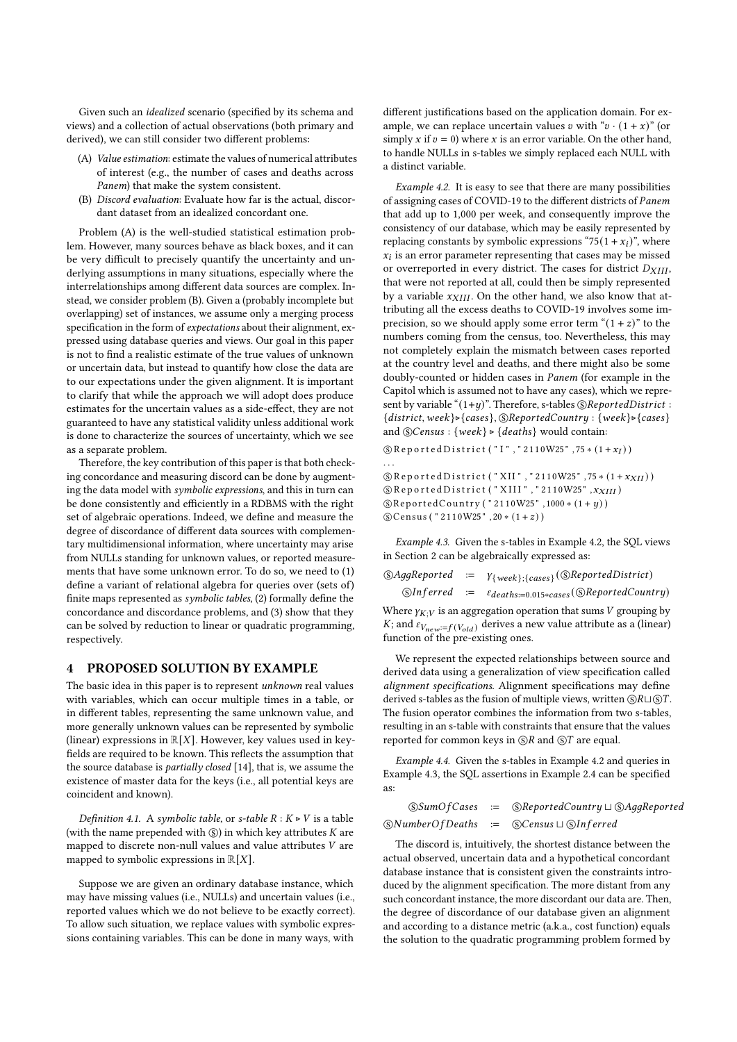Given such an *idealized* scenario (specified by its schema and views) and a collection of actual observations (both primary and derived), we can still consider two different problems:

(A) *Value estimation*: estimate the values of numerical attributes of interest (e.g., the number of cases and deaths across *Panem*) that make the system consistent.
(B) *Discord evaluation*: Evaluate how far is the actual, discordant dataset from an idealized concordant one.

Problem (A) is the well-studied statistical estimation problem. However, many sources behave as black boxes, and it can be very difficult to precisely quantify the uncertainty and underlying assumptions in many situations, especially where the interrelationships among different data sources are complex. Instead, we consider problem (B). Given a (probably incomplete but overlapping) set of instances, we assume only a merging process specification in the form of *expectations* about their alignment, expressed using database queries and views. Our goal in this paper is not to find a realistic estimate of the true values of unknown or uncertain data, but instead to quantify how close the data are to our expectations under the given alignment. It is important to clarify that while the approach we will adopt does produce estimates for the uncertain values as a side-effect, they are not guaranteed to have any statistical validity unless additional work is done to characterize the sources of uncertainty, which we see as a separate problem.

Therefore, the key contribution of this paper is that both checking concordance and measuring discord can be done by augmenting the data model with *symbolic expressions*, and this in turn can be done consistently and efficiently in a RDBMS with the right set of algebraic operations. Indeed, we define and measure the degree of discordance of different data sources with complementary multidimensional information, where uncertainty may arise from NULLs standing for unknown values, or reported measurements that have some unknown error. To do so, we need to (1) define a variant of relational algebra for queries over (sets of) finite maps represented as *symbolic tables*, (2) formally define the concordance and discordance problems, and (3) show that they can be solved by reduction to linear or quadratic programming, respectively.

# 4 PROPOSED SOLUTION BY EXAMPLE

The basic idea in this paper is to represent *unknown* real values with variables, which can occur multiple times in a table, or in different tables, representing the same unknown value, and more generally unknown values can be represented by symbolic (linear) expressions in $\mathbb{R}[X]$. However, key values used in key-fields are required to be known. This reflects the assumption that the source database is *partially closed* [14], that is, we assume the existence of master data for the keys (i.e., all potential keys are coincident and known).

*Definition 4.1.* A *symbolic table*, or *s-table* $R : K \triangleright V$ is a table (with the name prepended with Ⓢ) in which key attributes $K$ are mapped to discrete non-null values and value attributes $V$ are mapped to symbolic expressions in $\mathbb{R}[X]$.

Suppose we are given an ordinary database instance, which may have missing values (i.e., NULLs) and uncertain values (i.e., reported values which we do not believe to be exactly correct). To allow such situation, we replace values with symbolic expressions containing variables. This can be done in many ways, with different justifications based on the application domain. For example, we can replace uncertain values $v$ with "$v \cdot (1 + x)$" (or simply $x$ if $v = 0$) where $x$ is an error variable. On the other hand, to handle NULLs in s-tables we simply replaced each NULL with a distinct variable.

*Example 4.2.* It is easy to see that there are many possibilities of assigning cases of COVID-19 to the different districts of *Panem* that add up to 1,000 per week, and consequently improve the consistency of our database, which may be easily represented by replacing constants by symbolic expressions "$75(1 + x_i)$", where $x_i$ is an error parameter representing that cases may be missed or overreported in every district. The cases for district $D_{XIII}$, that were not reported at all, could then be simply represented by a variable $x_{XIII}$. On the other hand, we also know that attributing all the excess deaths to COVID-19 involves some imprecision, so we should apply some error term "$(1 + z)$" to the numbers coming from the census, too. Nevertheless, this may not completely explain the mismatch between cases reported at the country level and deaths, and there might also be some doubly-counted or hidden cases in *Panem* (for example in the Capitol which is assumed not to have any cases), which we represent by variable "$(1+y)$". Therefore, s-tables Ⓢ$ReportedDistrict$ : $\{district, week\} \triangleright \{cases\}$, Ⓢ$ReportedCountry$ : $\{week\} \triangleright \{cases\}$ and Ⓢ$Census$ : $\{week\} \triangleright \{deaths\}$ would contain:

```
ⓈReportedDistrict("I","2110W25",75*(1+x_I))
...
ⓈReportedDistrict("XII","2110W25",75*(1+x_XII))
ⓈReportedDistrict("XIII","2110W25",x_XIII)
ⓈReportedCountry("2110W25",1000*(1+y))
ⓈCensus("2110W25",20*(1+z))
```

*Example 4.3.* Given the s-tables in Example 4.2, the SQL views in Section 2 can be algebraically expressed as:

$$\text{Ⓢ}AggReported := \gamma_{\{week\};\{cases\}}(\text{Ⓢ}ReportedDistrict)$$
$$\text{Ⓢ}Inferred := \varepsilon_{deaths:=0.015*cases}(\text{Ⓢ}ReportedCountry)$$

Where $\gamma_{K;V}$ is an aggregation operation that sums $V$ grouping by $K$; and $\varepsilon_{V_{new}:=f(V_{old})}$ derives a new value attribute as a (linear) function of the pre-existing ones.

We represent the expected relationships between source and derived data using a generalization of view specification called *alignment specifications*. Alignment specifications may define derived s-tables as the fusion of multiple views, written Ⓢ$R \sqcup$Ⓢ$T$. The fusion operator combines the information from two s-tables, resulting in an s-table with constraints that ensure that the values reported for common keys in Ⓢ$R$ and Ⓢ$T$ are equal.

*Example 4.4.* Given the s-tables in Example 4.2 and queries in Example 4.3, the SQL assertions in Example 2.4 can be specified as:

$$\text{Ⓢ}SumOfCases := \text{Ⓢ}ReportedCountry \sqcup \text{Ⓢ}AggReported$$
$$\text{Ⓢ}NumberOfDeaths := \text{Ⓢ}Census \sqcup \text{Ⓢ}Inferred$$

The discord is, intuitively, the shortest distance between the actual observed, uncertain data and a hypothetical concordant database instance that is consistent given the constraints introduced by the alignment specification. The more distant from any such concordant instance, the more discordant our data are. Then, the degree of discordance of our database given an alignment and according to a distance metric (a.k.a., cost function) equals the solution to the quadratic programming problem formed by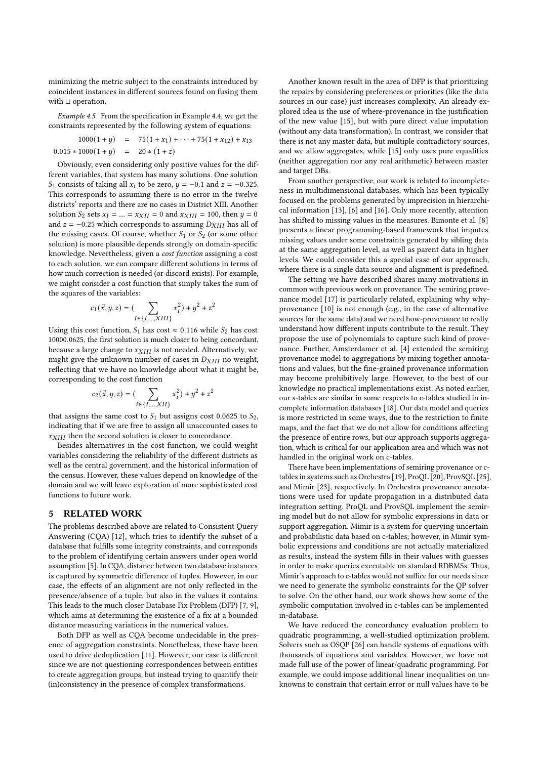minimizing the metric subject to the constraints introduced by coincident instances in different sources found on fusing them with $\sqcup$ operation.

*Example 4.5.* From the specification in Example 4.4, we get the constraints represented by the following system of equations:

$$
\begin{aligned}
1000(1+y) &= 75(1+x_1)+\cdots+75(1+x_{12})+x_{13} \\
0.015*1000(1+y) &= 20*(1+z)
\end{aligned}
$$

Obviously, even considering only positive values for the different variables, that system has many solutions. One solution $S_1$ consists of taking all $x_i$ to be zero, $y=-0.1$ and $z=-0.325$. This corresponds to assuming there is no error in the twelve districts' reports and there are no cases in District XIII. Another solution $S_2$ sets $x_I = \ldots = x_{XII} = 0$ and $x_{XIII} = 100$, then $y = 0$ and $z = -0.25$ which corresponds to assuming $D_{XIII}$ has all of the missing cases. Of course, whether $S_1$ or $S_2$ (or some other solution) is more plausible depends strongly on domain-specific knowledge. Nevertheless, given a *cost function* assigning a cost to each solution, we can compare different solutions in terms of how much correction is needed (or discord exists). For example, we might consider a cost function that simply takes the sum of the squares of the variables:

$$
c_1(\vec{x}, y, z) = \Big(\sum_{i\in\{I,\ldots,XIII\}} x_i^2\Big) + y^2 + z^2
$$

Using this cost function, $S_1$ has cost $\approx 0.116$ while $S_2$ has cost 10000.0625, the first solution is much closer to being concordant, because a large change to $x_{XIII}$ is not needed. Alternatively, we might give the unknown number of cases in $D_{XIII}$ no weight, reflecting that we have no knowledge about what it might be, corresponding to the cost function

$$
c_2(\vec{x}, y, z) = \Big(\sum_{i\in\{I,\ldots,XII\}} x_i^2\Big) + y^2 + z^2
$$

that assigns the same cost to $S_1$ but assigns cost 0.0625 to $S_2$, indicating that if we are free to assign all unaccounted cases to $x_{XIII}$ then the second solution is closer to concordance.

Besides alternatives in the cost function, we could weight variables considering the reliability of the different districts as well as the central government, and the historical information of the census. However, these values depend on knowledge of the domain and we will leave exploration of more sophisticated cost functions to future work.

## 5 RELATED WORK

The problems described above are related to Consistent Query Answering (CQA) [12], which tries to identify the subset of a database that fulfills some integrity constraints, and corresponds to the problem of identifying certain answers under open world assumption [5]. In CQA, distance between two database instances is captured by symmetric difference of tuples. However, in our case, the effects of an alignment are not only reflected in the presence/absence of a tuple, but also in the values it contains. This leads to the much closer Database Fix Problem (DFP) [7, 9], which aims at determining the existence of a fix at a bounded distance measuring variations in the numerical values.

Both DFP as well as CQA become undecidable in the presence of aggregation constraints. Nonetheless, these have been used to drive deduplication [11]. However, our case is different since we are not questioning correspondences between entities to create aggregation groups, but instead trying to quantify their (in)consistency in the presence of complex transformations.

Another known result in the area of DFP is that prioritizing the repairs by considering preferences or priorities (like the data sources in our case) just increases complexity. An already explored idea is the use of where-provenance in the justification of the new value [15], but with pure direct value imputation (without any data transformation). In contrast, we consider that there is not any master data, but multiple contradictory sources, and we allow aggregates, while [15] only uses pure equalities (neither aggregation nor any real arithmetic) between master and target DBs.

From another perspective, our work is related to incompleteness in multidimensional databases, which has been typically focused on the problems generated by imprecision in hierarchical information [13], [6] and [16]. Only more recently, attention has shifted to missing values in the measures. Bimonte et al. [8] presents a linear programming-based framework that imputes missing values under some constraints generated by sibling data at the same aggregation level, as well as parent data in higher levels. We could consider this a special case of our approach, where there is a single data source and alignment is predefined.

The setting we have described shares many motivations in common with previous work on provenance. The semiring provenance model [17] is particularly related, explaining why why-provenance [10] is not enough (e.g., in the case of alternative sources for the same data) and we need how-provenance to really understand how different inputs contribute to the result. They propose the use of polynomials to capture such kind of provenance. Further, Amsterdamer et al. [4] extended the semiring provenance model to aggregations by mixing together annotations and values, but the fine-grained provenance information may become prohibitively large. However, to the best of our knowledge no practical implementations exist. As noted earlier, our s-tables are similar in some respects to c-tables studied in incomplete information databases [18]. Our data model and queries is more restricted in some ways, due to the restriction to finite maps, and the fact that we do not allow for conditions affecting the presence of entire rows, but our approach supports aggregation, which is critical for our application area and which was not handled in the original work on c-tables.

There have been implementations of semiring provenance or c-tables in systems such as Orchestra [19], ProQL [20], ProvSQL [25], and Mimir [23], respectively. In Orchestra provenance annotations were used for update propagation in a distributed data integration setting. ProQL and ProvSQL implement the semiring model but do not allow for symbolic expressions in data or support aggregation. Mimir is a system for querying uncertain and probabilistic data based on c-tables; however, in Mimir symbolic expressions and conditions are not actually materialized as results, instead the system fills in their values with guesses in order to make queries executable on standard RDBMSs. Thus, Mimir's approach to c-tables would not suffice for our needs since we need to generate the symbolic constraints for the QP solver to solve. On the other hand, our work shows how some of the symbolic computation involved in c-tables can be implemented in-database.

We have reduced the concordancy evaluation problem to quadratic programming, a well-studied optimization problem. Solvers such as OSQP [26] can handle systems of equations with thousands of equations and variables. However, we have not made full use of the power of linear/quadratic programming. For example, we could impose additional linear inequalities on unknowns to constrain that certain error or null values have to be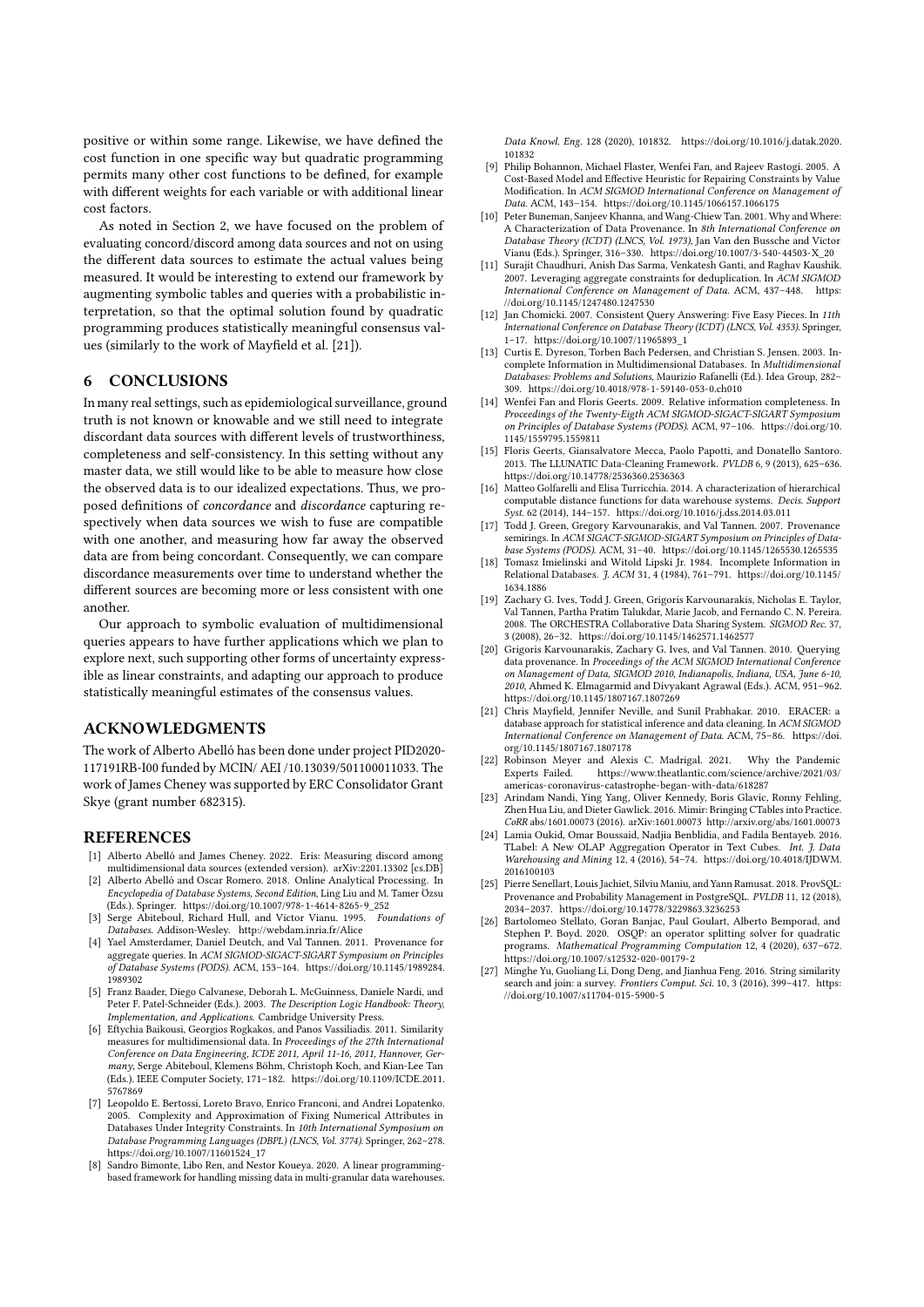positive or within some range. Likewise, we have defined the cost function in one specific way but quadratic programming permits many other cost functions to be defined, for example with different weights for each variable or with additional linear cost factors.

As noted in Section 2, we have focused on the problem of evaluating concord/discord among data sources and not on using the different data sources to estimate the actual values being measured. It would be interesting to extend our framework by augmenting symbolic tables and queries with a probabilistic interpretation, so that the optimal solution found by quadratic programming produces statistically meaningful consensus values (similarly to the work of Mayfield et al. [21]).

## 6 CONCLUSIONS

In many real settings, such as epidemiological surveillance, ground truth is not known or knowable and we still need to integrate discordant data sources with different levels of trustworthiness, completeness and self-consistency. In this setting without any master data, we still would like to be able to measure how close the observed data is to our idealized expectations. Thus, we proposed definitions of *concordance* and *discordance* capturing respectively when data sources we wish to fuse are compatible with one another, and measuring how far away the observed data are from being concordant. Consequently, we can compare discordance measurements over time to understand whether the different sources are becoming more or less consistent with one another.

Our approach to symbolic evaluation of multidimensional queries appears to have further applications which we plan to explore next, such supporting other forms of uncertainty expressible as linear constraints, and adapting our approach to produce statistically meaningful estimates of the consensus values.

## ACKNOWLEDGMENTS

The work of Alberto Abelló has been done under project PID2020-117191RB-I00 funded by MCIN/ AEI /10.13039/501100011033. The work of James Cheney was supported by ERC Consolidator Grant Skye (grant number 682315).

## REFERENCES

- [1] Alberto Abelló and James Cheney. 2022. Eris: Measuring discord among multidimensional data sources (extended version). arXiv:2201.13302 [cs.DB]
- [2] Alberto Abelló and Oscar Romero. 2018. Online Analytical Processing. In *Encyclopedia of Database Systems, Second Edition*, Ling Liu and M. Tamer Özsu (Eds.). Springer. https://doi.org/10.1007/978-1-4614-8265-9_252
- [3] Serge Abiteboul, Richard Hull, and Victor Vianu. 1995. *Foundations of Databases.* Addison-Wesley. http://webdam.inria.fr/Alice
- [4] Yael Amsterdamer, Daniel Deutch, and Val Tannen. 2011. Provenance for aggregate queries. In *ACM SIGMOD-SIGACT-SIGART Symposium on Principles of Database Systems (PODS)*. ACM, 153–164. https://doi.org/10.1145/1989284.1989302
- [5] Franz Baader, Diego Calvanese, Deborah L. McGuinness, Daniele Nardi, and Peter F. Patel-Schneider (Eds.). 2003. *The Description Logic Handbook: Theory, Implementation, and Applications.* Cambridge University Press.
- [6] Eftychia Baikousi, Georgios Rogkakos, and Panos Vassiliadis. 2011. Similarity measures for multidimensional data. In *Proceedings of the 27th International Conference on Data Engineering, ICDE 2011, April 11-16, 2011, Hannover, Germany*, Serge Abiteboul, Klemens Böhm, Christoph Koch, and Kian-Lee Tan (Eds.). IEEE Computer Society, 171–182. https://doi.org/10.1109/ICDE.2011.5767869
- [7] Leopoldo E. Bertossi, Loreto Bravo, Enrico Franconi, and Andrei Lopatenko. 2005. Complexity and Approximation of Fixing Numerical Attributes in Databases Under Integrity Constraints. In *10th International Symposium on Database Programming Languages (DBPL) (LNCS, Vol. 3774)*. Springer, 262–278. https://doi.org/10.1007/11601524_17
- [8] Sandro Bimonte, Libo Ren, and Nestor Koueya. 2020. A linear programming-based framework for handling missing data in multi-granular data warehouses. *Data Knowl. Eng.* 128 (2020), 101832. https://doi.org/10.1016/j.datak.2020.101832
- [9] Philip Bohannon, Michael Flaster, Wenfei Fan, and Rajeev Rastogi. 2005. A Cost-Based Model and Effective Heuristic for Repairing Constraints by Value Modification. In *ACM SIGMOD International Conference on Management of Data*. ACM, 143–154. https://doi.org/10.1145/1066157.1066175
- [10] Peter Buneman, Sanjeev Khanna, and Wang-Chiew Tan. 2001. Why and Where: A Characterization of Data Provenance. In *8th International Conference on Database Theory (ICDT) (LNCS, Vol. 1973)*, Jan Van den Bussche and Victor Vianu (Eds.). Springer, 316–330. https://doi.org/10.1007/3-540-44503-X_20
- [11] Surajit Chaudhuri, Anish Das Sarma, Venkatesh Ganti, and Raghav Kaushik. 2007. Leveraging aggregate constraints for deduplication. In *ACM SIGMOD International Conference on Management of Data*. ACM, 437–448. https://doi.org/10.1145/1247480.1247530
- [12] Jan Chomicki. 2007. Consistent Query Answering: Five Easy Pieces. In *11th International Conference on Database Theory (ICDT) (LNCS, Vol. 4353)*. Springer, 1–17. https://doi.org/10.1007/11965893_1
- [13] Curtis E. Dyreson, Torben Bach Pedersen, and Christian S. Jensen. 2003. Incomplete Information in Multidimensional Databases. In *Multidimensional Databases: Problems and Solutions*, Maurizio Rafanelli (Ed.). Idea Group, 282–309. https://doi.org/10.4018/978-1-59140-053-0.ch010
- [14] Wenfei Fan and Floris Geerts. 2009. Relative information completeness. In *Proceedings of the Twenty-Eigth ACM SIGMOD-SIGACT-SIGART Symposium on Principles of Database Systems (PODS)*. ACM, 97–106. https://doi.org/10.1145/1559795.1559811
- [15] Floris Geerts, Giansalvatore Mecca, Paolo Papotti, and Donatello Santoro. 2013. The LLUNATIC Data-Cleaning Framework. *PVLDB* 6, 9 (2013), 625–636. https://doi.org/10.14778/2536360.2536363
- [16] Matteo Golfarelli and Elisa Turricchia. 2014. A characterization of hierarchical computable distance functions for data warehouse systems. *Decis. Support Syst.* 62 (2014), 144–157. https://doi.org/10.1016/j.dss.2014.03.011
- [17] Todd J. Green, Gregory Karvounarakis, and Val Tannen. 2007. Provenance semirings. In *ACM SIGACT-SIGMOD-SIGART Symposium on Principles of Database Systems (PODS)*. ACM, 31–40. https://doi.org/10.1145/1265530.1265535
- [18] Tomasz Imielinski and Witold Lipski Jr. 1984. Incomplete Information in Relational Databases. *J. ACM* 31, 4 (1984), 761–791. https://doi.org/10.1145/1634.1886
- [19] Zachary G. Ives, Todd J. Green, Grigoris Karvounarakis, Nicholas E. Taylor, Val Tannen, Partha Pratim Talukdar, Marie Jacob, and Fernando C. N. Pereira. 2008. The ORCHESTRA Collaborative Data Sharing System. *SIGMOD Rec.* 37, 3 (2008), 26–32. https://doi.org/10.1145/1462571.1462577
- [20] Grigoris Karvounarakis, Zachary G. Ives, and Val Tannen. 2010. Querying data provenance. In *Proceedings of the ACM SIGMOD International Conference on Management of Data, SIGMOD 2010, Indianapolis, Indiana, USA, June 6-10, 2010*, Ahmed K. Elmagarmid and Divyakant Agrawal (Eds.). ACM, 951–962. https://doi.org/10.1145/1807167.1807269
- [21] Chris Mayfield, Jennifer Neville, and Sunil Prabhakar. 2010. ERACER: a database approach for statistical inference and data cleaning. In *ACM SIGMOD International Conference on Management of Data*. ACM, 75–86. https://doi.org/10.1145/1807167.1807178
- [22] Robinson Meyer and Alexis C. Madrigal. 2021. Why the Pandemic Experts Failed. https://www.theatlantic.com/science/archive/2021/03/americas-coronavirus-catastrophe-began-with-data/618287
- [23] Arindam Nandi, Ying Yang, Oliver Kennedy, Boris Glavic, Ronny Fehling, Zhen Hua Liu, and Dieter Gawlick. 2016. Mimir: Bringing CTables into Practice. *CoRR* abs/1601.00073 (2016). arXiv:1601.00073 http://arxiv.org/abs/1601.00073
- [24] Lamia Oukid, Omar Boussaid, Nadjia Benblidia, and Fadila Bentayeb. 2016. TLabel: A New OLAP Aggregation Operator in Text Cubes. *Int. J. Data Warehousing and Mining* 12, 4 (2016), 54–74. https://doi.org/10.4018/IJDWM.2016100103
- [25] Pierre Senellart, Louis Jachiet, Silviu Maniu, and Yann Ramusat. 2018. ProvSQL: Provenance and Probability Management in PostgreSQL. *PVLDB* 11, 12 (2018), 2034–2037. https://doi.org/10.14778/3229863.3236253
- [26] Bartolomeo Stellato, Goran Banjac, Paul Goulart, Alberto Bemporad, and Stephen P. Boyd. 2020. OSQP: an operator splitting solver for quadratic programs. *Mathematical Programming Computation* 12, 4 (2020), 637–672. https://doi.org/10.1007/s12532-020-00179-2
- [27] Minghe Yu, Guoliang Li, Dong Deng, and Jianhua Feng. 2016. String similarity search and join: a survey. *Frontiers Comput. Sci.* 10, 3 (2016), 399–417. https://doi.org/10.1007/s11704-015-5900-5